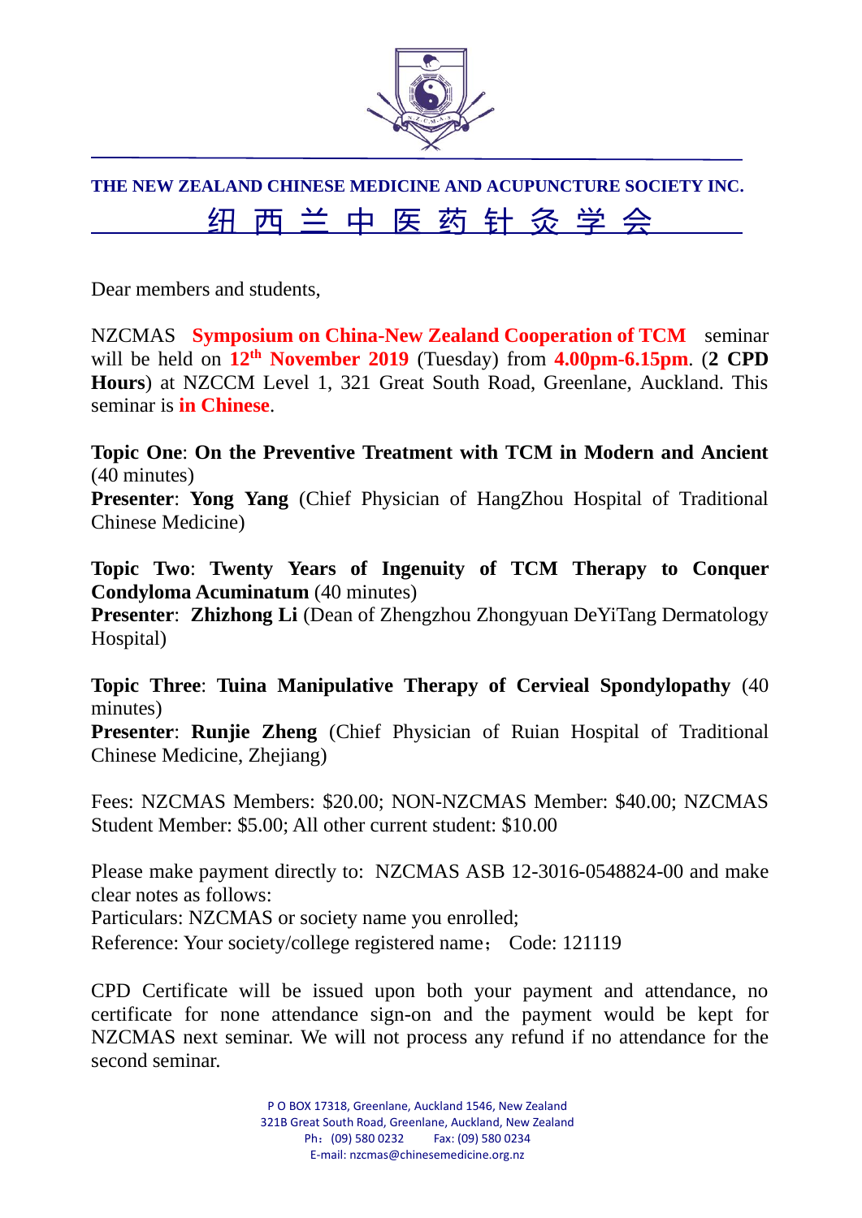# THE NEW ZEALAND CHINESE MEDICINE AND ACUPUNCTURE SOCIETY INC.

# 纽 西 兰 中 医 药 针 灸 学 会

Dear members and students,

NZCMAS **Symposium on China-New Zealand Cooperation of TCM** seminar will be held on **12th November 2019** (Tuesday) from **4.00pm-6.15pm**. (**2 CPD Hours**) at NZCCM Level 1, 321 Great South Road, Greenlane, Auckland. This seminar is **in Chinese**.

**Topic One**: **On the Preventive Treatment with TCM in Modern and Ancient** (40 minutes)
**Presenter**: **Yong Yang** (Chief Physician of HangZhou Hospital of Traditional Chinese Medicine)

**Topic Two**: **Twenty Years of Ingenuity of TCM Therapy to Conquer Condyloma Acuminatum** (40 minutes)
**Presenter**: **Zhizhong Li** (Dean of Zhengzhou Zhongyuan DeYiTang Dermatology Hospital)

**Topic Three**: **Tuina Manipulative Therapy of Cervieal Spondylopathy** (40 minutes)
**Presenter**: **Runjie Zheng** (Chief Physician of Ruian Hospital of Traditional Chinese Medicine, Zhejiang)

Fees: NZCMAS Members: $20.00; NON-NZCMAS Member: $40.00; NZCMAS Student Member: $5.00; All other current student: $10.00

Please make payment directly to: NZCMAS ASB 12-3016-0548824-00 and make clear notes as follows:
Particulars: NZCMAS or society name you enrolled;
Reference: Your society/college registered name； Code: 121119

CPD Certificate will be issued upon both your payment and attendance, no certificate for none attendance sign-on and the payment would be kept for NZCMAS next seminar. We will not process any refund if no attendance for the second seminar.

P O BOX 17318, Greenlane, Auckland 1546, New Zealand
321B Great South Road, Greenlane, Auckland, New Zealand
Ph：(09) 580 0232 Fax: (09) 580 0234
E-mail: nzcmas@chinesemedicine.org.nz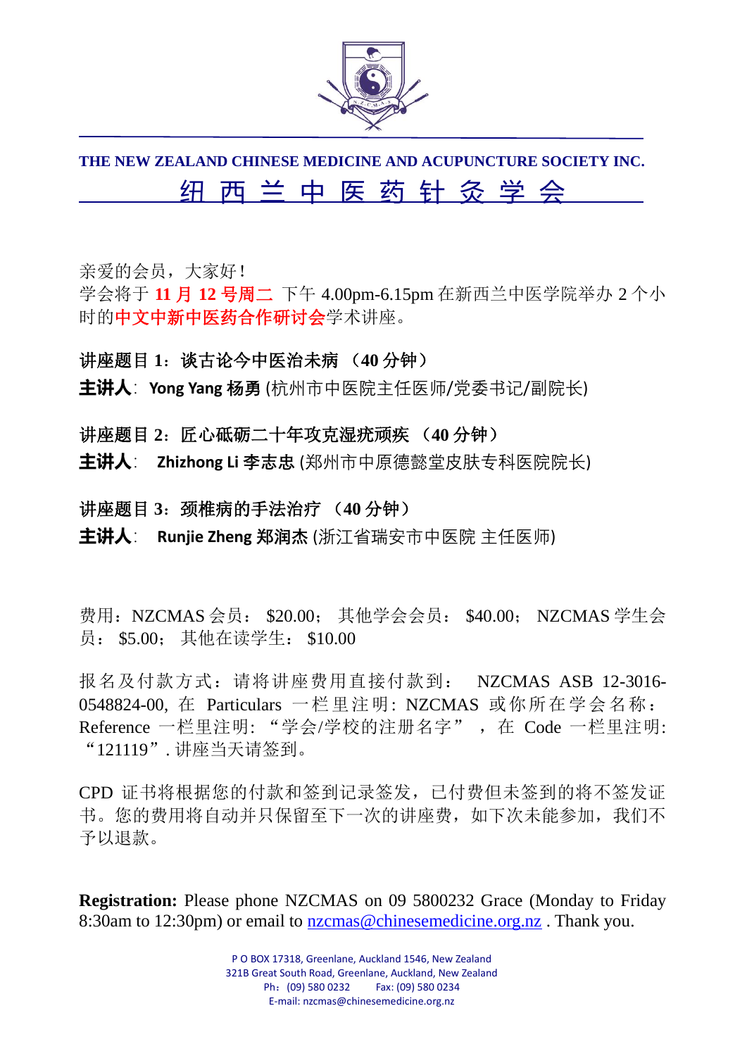**THE NEW ZEALAND CHINESE MEDICINE AND ACUPUNCTURE SOCIETY INC.**

# 纽 西 兰 中 医 药 针 灸 学 会

亲爱的会员，大家好！
学会将于 **11 月 12 号周二** 下午 4.00pm-6.15pm 在新西兰中医学院举办 2 个小时的**中文中新中医药合作研讨会**学术讲座。

**讲座题目 1：谈古论今中医治未病 （40 分钟）**
**主讲人**：**Yong Yang 杨勇** (杭州市中医院主任医师/党委书记/副院长)

**讲座题目 2：匠心砥砺二十年攻克湿疣顽疾 （40 分钟）**
**主讲人**： **Zhizhong Li 李志忠** (郑州市中原德懿堂皮肤专科医院院长)

**讲座题目 3：颈椎病的手法治疗 （40 分钟）**
**主讲人**： **Runjie Zheng 郑润杰** (浙江省瑞安市中医院 主任医师)

费用：NZCMAS 会员： $20.00； 其他学会会员： $40.00； NZCMAS 学生会员： $5.00； 其他在读学生： $10.00

报名及付款方式：请将讲座费用直接付款到： NZCMAS ASB 12-3016-0548824-00, 在 Particulars 一栏里注明: NZCMAS 或你所在学会名称：Reference 一栏里注明: “学会/学校的注册名字” ，在 Code 一栏里注明: “121119”. 讲座当天请签到。

CPD 证书将根据您的付款和签到记录签发，已付费但未签到的将不签发证书。您的费用将自动并只保留至下一次的讲座费，如下次未能参加，我们不予以退款。

**Registration:** Please phone NZCMAS on 09 5800232 Grace (Monday to Friday 8:30am to 12:30pm) or email to nzcmas@chinesemedicine.org.nz . Thank you.

P O BOX 17318, Greenlane, Auckland 1546, New Zealand
321B Great South Road, Greenlane, Auckland, New Zealand
Ph：(09) 580 0232 Fax: (09) 580 0234
E-mail: nzcmas@chinesemedicine.org.nz